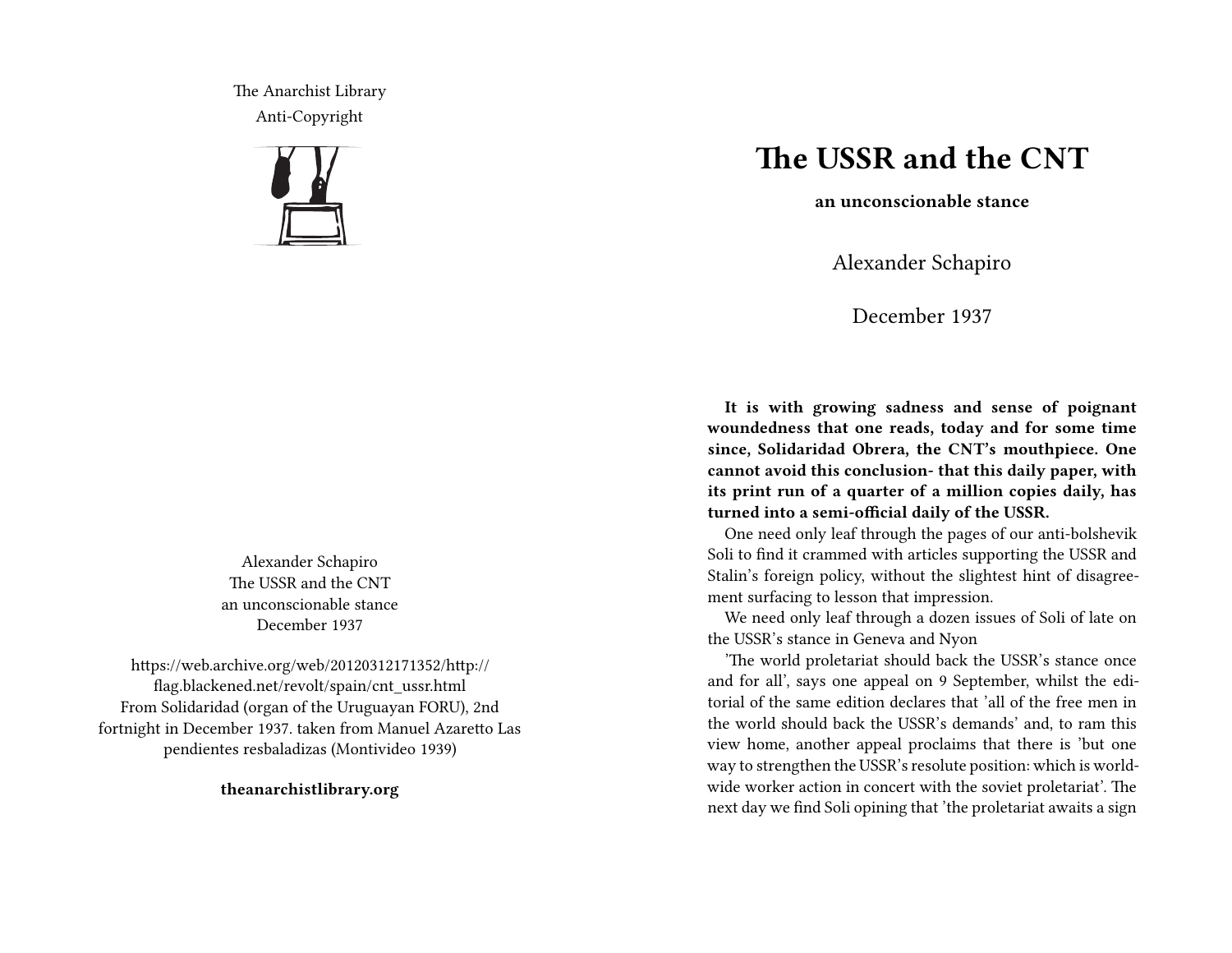The Anarchist Library
Anti-Copyright

Alexander Schapiro
The USSR and the CNT
an unconscionable stance
December 1937

https://web.archive.org/web/20120312171352/http://flag.blackened.net/revolt/spain/cnt_ussr.html
From Solidaridad (organ of the Uruguayan FORU), 2nd fortnight in December 1937. taken from Manuel Azaretto Las pendientes resbaladizas (Montivideo 1939)

**theanarchistlibrary.org**

# The USSR and the CNT

**an unconscionable stance**

Alexander Schapiro

December 1937

**It is with growing sadness and sense of poignant woundedness that one reads, today and for some time since, Solidaridad Obrera, the CNT's mouthpiece. One cannot avoid this conclusion- that this daily paper, with its print run of a quarter of a million copies daily, has turned into a semi-official daily of the USSR.**

One need only leaf through the pages of our anti-bolshevik Soli to find it crammed with articles supporting the USSR and Stalin's foreign policy, without the slightest hint of disagreement surfacing to lesson that impression.

We need only leaf through a dozen issues of Soli of late on the USSR's stance in Geneva and Nyon

'The world proletariat should back the USSR's stance once and for all', says one appeal on 9 September, whilst the editorial of the same edition declares that 'all of the free men in the world should back the USSR's demands' and, to ram this view home, another appeal proclaims that there is 'but one way to strengthen the USSR's resolute position: which is world-wide worker action in concert with the soviet proletariat'. The next day we find Soli opining that 'the proletariat awaits a sign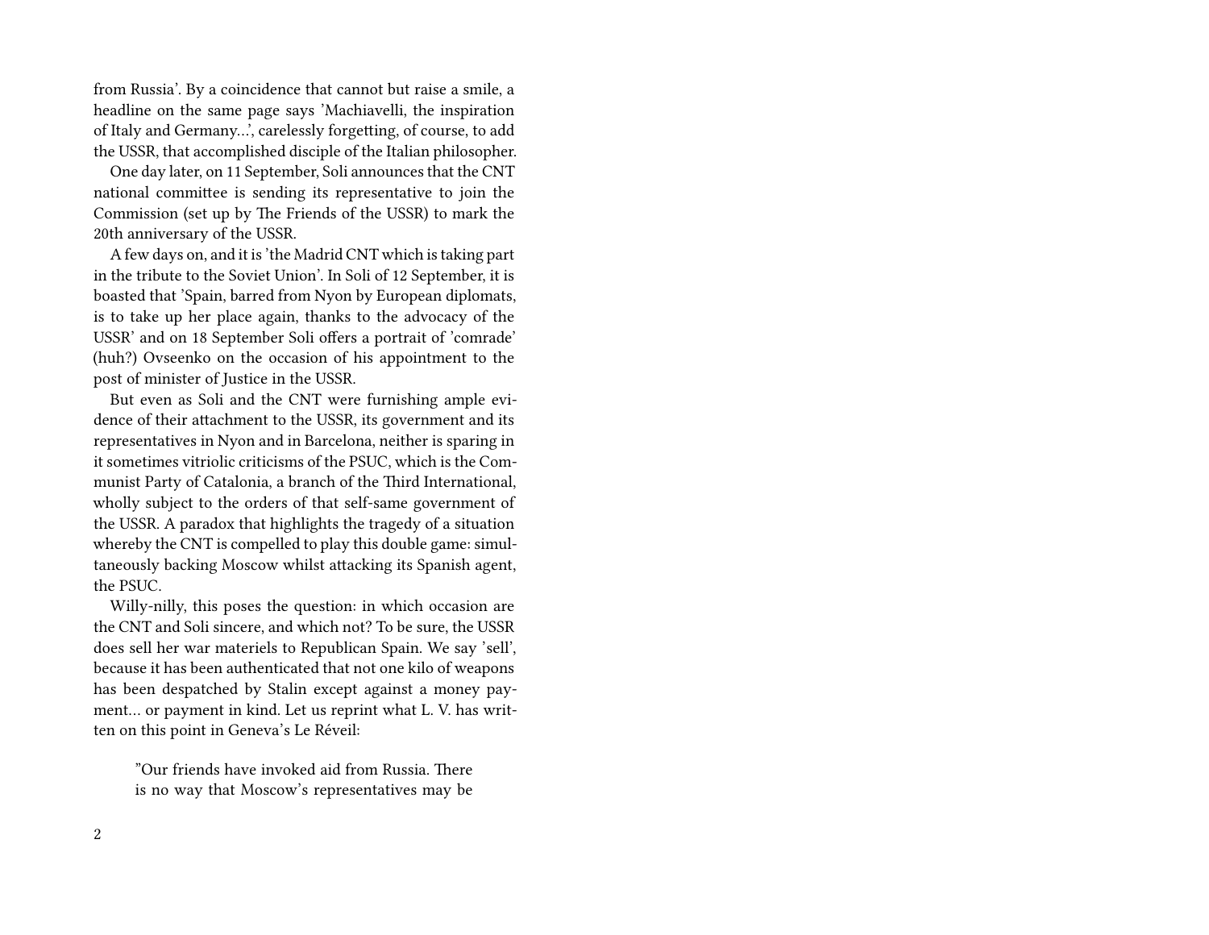from Russia'. By a coincidence that cannot but raise a smile, a headline on the same page says 'Machiavelli, the inspiration of Italy and Germany…', carelessly forgetting, of course, to add the USSR, that accomplished disciple of the Italian philosopher.

One day later, on 11 September, Soli announces that the CNT national committee is sending its representative to join the Commission (set up by The Friends of the USSR) to mark the 20th anniversary of the USSR.

A few days on, and it is 'the Madrid CNT which is taking part in the tribute to the Soviet Union'. In Soli of 12 September, it is boasted that 'Spain, barred from Nyon by European diplomats, is to take up her place again, thanks to the advocacy of the USSR' and on 18 September Soli offers a portrait of 'comrade' (huh?) Ovseenko on the occasion of his appointment to the post of minister of Justice in the USSR.

But even as Soli and the CNT were furnishing ample evidence of their attachment to the USSR, its government and its representatives in Nyon and in Barcelona, neither is sparing in it sometimes vitriolic criticisms of the PSUC, which is the Communist Party of Catalonia, a branch of the Third International, wholly subject to the orders of that self-same government of the USSR. A paradox that highlights the tragedy of a situation whereby the CNT is compelled to play this double game: simultaneously backing Moscow whilst attacking its Spanish agent, the PSUC.

Willy-nilly, this poses the question: in which occasion are the CNT and Soli sincere, and which not? To be sure, the USSR does sell her war materiels to Republican Spain. We say 'sell', because it has been authenticated that not one kilo of weapons has been despatched by Stalin except against a money payment… or payment in kind. Let us reprint what L. V. has written on this point in Geneva's Le Réveil:

> "Our friends have invoked aid from Russia. There is no way that Moscow's representatives may be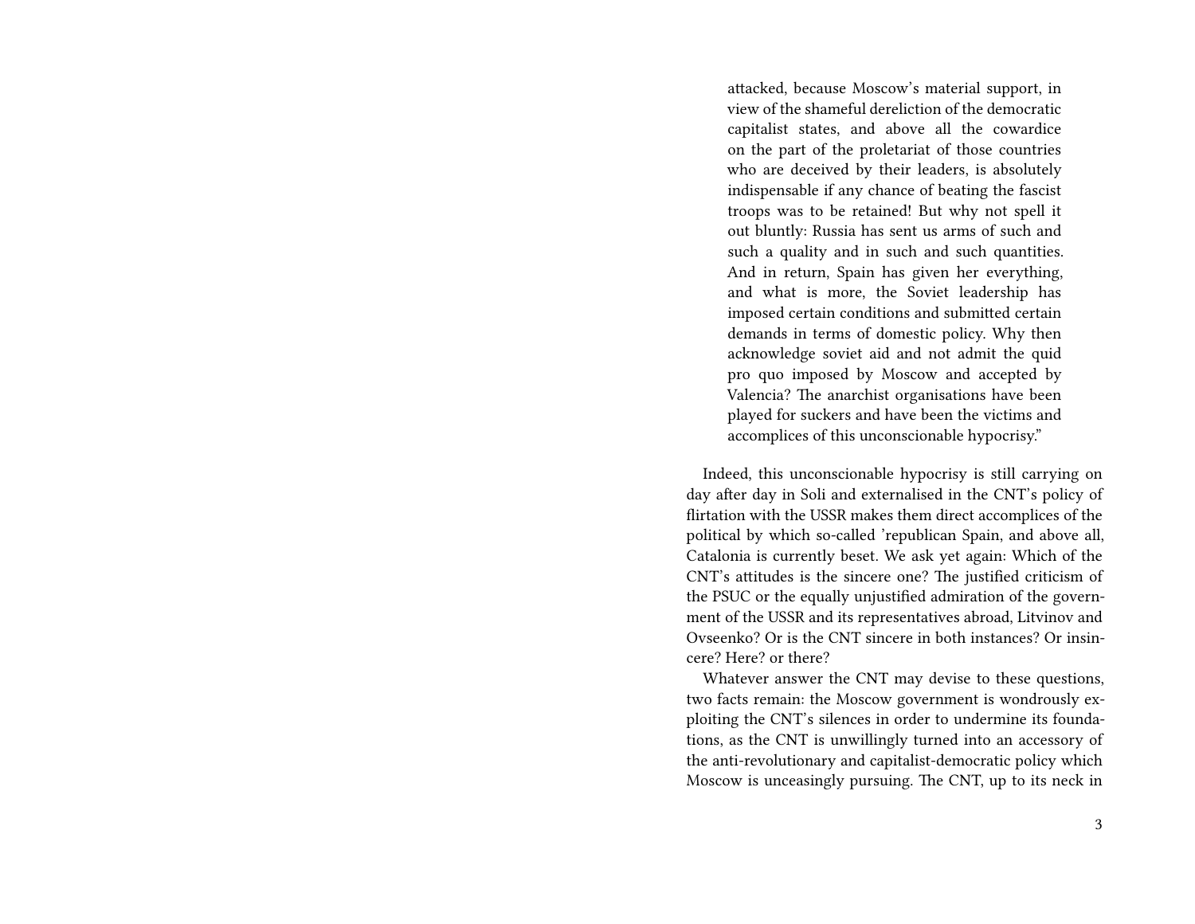> attacked, because Moscow's material support, in view of the shameful dereliction of the democratic capitalist states, and above all the cowardice on the part of the proletariat of those countries who are deceived by their leaders, is absolutely indispensable if any chance of beating the fascist troops was to be retained! But why not spell it out bluntly: Russia has sent us arms of such and such a quality and in such and such quantities. And in return, Spain has given her everything, and what is more, the Soviet leadership has imposed certain conditions and submitted certain demands in terms of domestic policy. Why then acknowledge soviet aid and not admit the quid pro quo imposed by Moscow and accepted by Valencia? The anarchist organisations have been played for suckers and have been the victims and accomplices of this unconscionable hypocrisy."

Indeed, this unconscionable hypocrisy is still carrying on day after day in Soli and externalised in the CNT's policy of flirtation with the USSR makes them direct accomplices of the political by which so-called 'republican Spain, and above all, Catalonia is currently beset. We ask yet again: Which of the CNT's attitudes is the sincere one? The justified criticism of the PSUC or the equally unjustified admiration of the government of the USSR and its representatives abroad, Litvinov and Ovseenko? Or is the CNT sincere in both instances? Or insincere? Here? or there?

Whatever answer the CNT may devise to these questions, two facts remain: the Moscow government is wondrously exploiting the CNT's silences in order to undermine its foundations, as the CNT is unwillingly turned into an accessory of the anti-revolutionary and capitalist-democratic policy which Moscow is unceasingly pursuing. The CNT, up to its neck in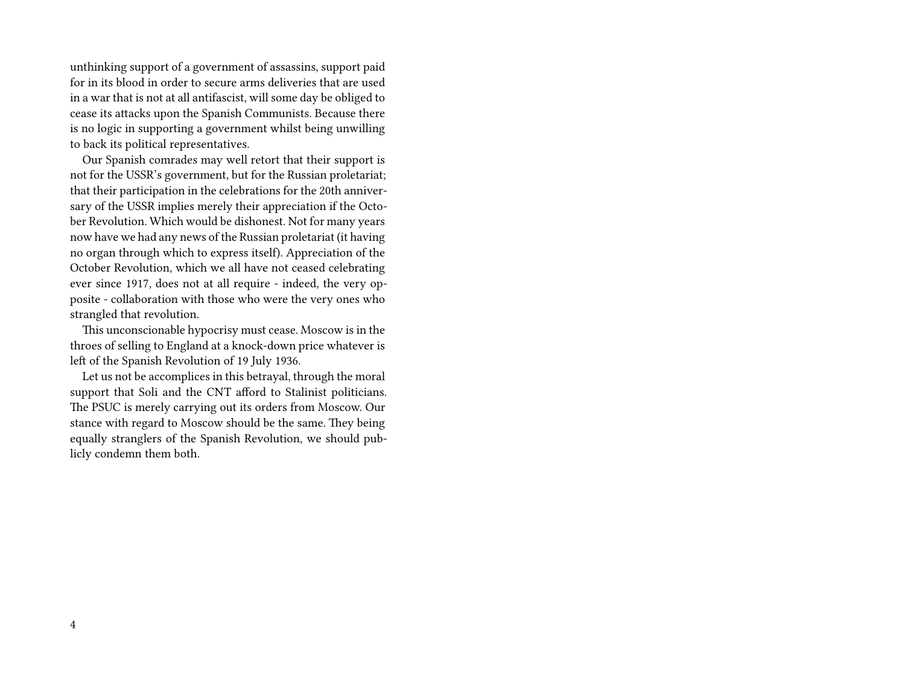unthinking support of a government of assassins, support paid for in its blood in order to secure arms deliveries that are used in a war that is not at all antifascist, will some day be obliged to cease its attacks upon the Spanish Communists. Because there is no logic in supporting a government whilst being unwilling to back its political representatives.

Our Spanish comrades may well retort that their support is not for the USSR's government, but for the Russian proletariat; that their participation in the celebrations for the 20th anniversary of the USSR implies merely their appreciation if the October Revolution. Which would be dishonest. Not for many years now have we had any news of the Russian proletariat (it having no organ through which to express itself). Appreciation of the October Revolution, which we all have not ceased celebrating ever since 1917, does not at all require - indeed, the very opposite - collaboration with those who were the very ones who strangled that revolution.

This unconscionable hypocrisy must cease. Moscow is in the throes of selling to England at a knock-down price whatever is left of the Spanish Revolution of 19 July 1936.

Let us not be accomplices in this betrayal, through the moral support that Soli and the CNT afford to Stalinist politicians. The PSUC is merely carrying out its orders from Moscow. Our stance with regard to Moscow should be the same. They being equally stranglers of the Spanish Revolution, we should publicly condemn them both.